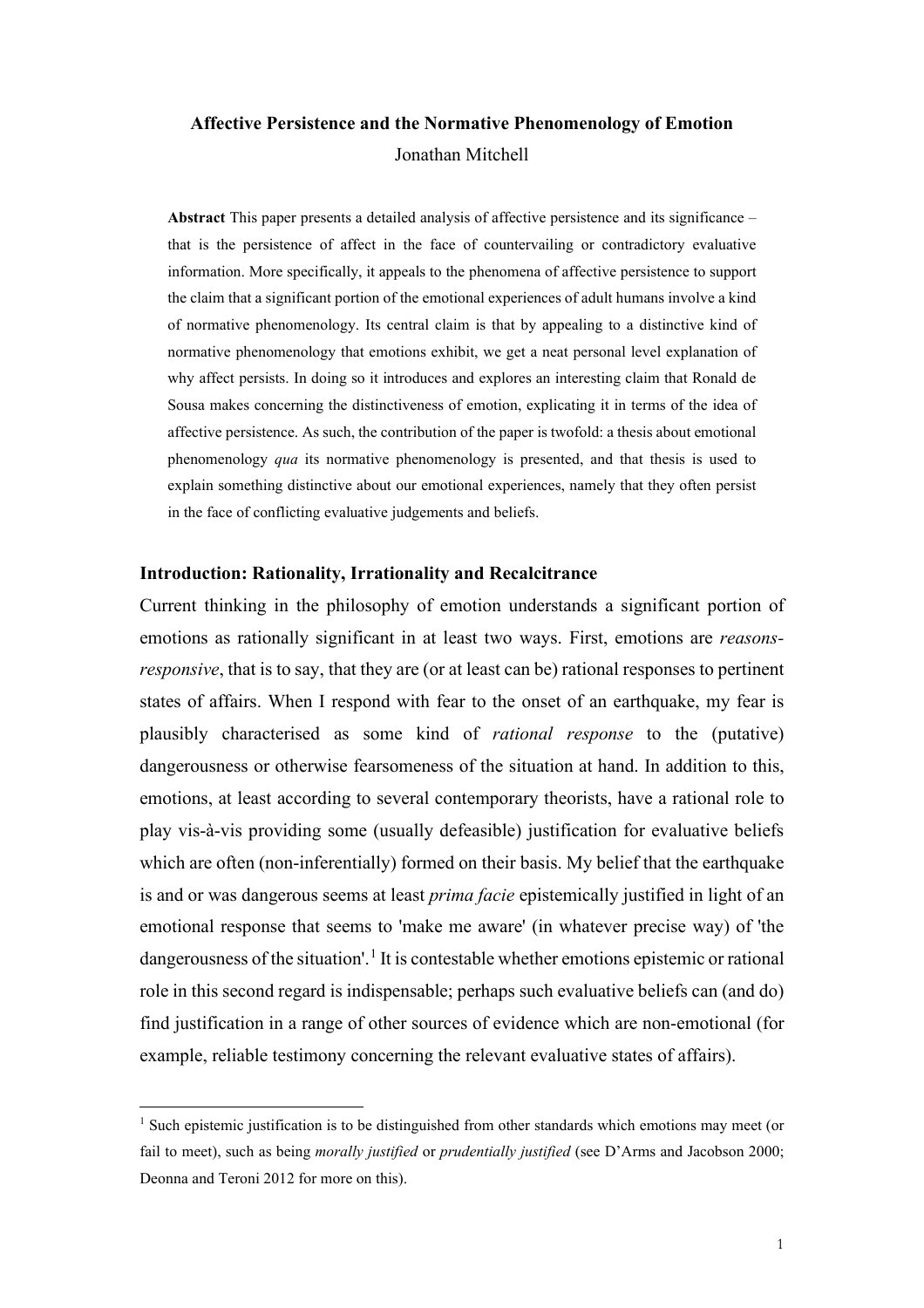**Affective Persistence and the Normative Phenomenology of Emotion**

Jonathan Mitchell

**Abstract** This paper presents a detailed analysis of affective persistence and its significance – that is the persistence of affect in the face of countervailing or contradictory evaluative information. More specifically, it appeals to the phenomena of affective persistence to support the claim that a significant portion of the emotional experiences of adult humans involve a kind of normative phenomenology. Its central claim is that by appealing to a distinctive kind of normative phenomenology that emotions exhibit, we get a neat personal level explanation of why affect persists. In doing so it introduces and explores an interesting claim that Ronald de Sousa makes concerning the distinctiveness of emotion, explicating it in terms of the idea of affective persistence. As such, the contribution of the paper is twofold: a thesis about emotional phenomenology *qua* its normative phenomenology is presented, and that thesis is used to explain something distinctive about our emotional experiences, namely that they often persist in the face of conflicting evaluative judgements and beliefs.

## Introduction: Rationality, Irrationality and Recalcitrance

Current thinking in the philosophy of emotion understands a significant portion of emotions as rationally significant in at least two ways. First, emotions are *reasons-responsive*, that is to say, that they are (or at least can be) rational responses to pertinent states of affairs. When I respond with fear to the onset of an earthquake, my fear is plausibly characterised as some kind of *rational response* to the (putative) dangerousness or otherwise fearsomeness of the situation at hand. In addition to this, emotions, at least according to several contemporary theorists, have a rational role to play vis-à-vis providing some (usually defeasible) justification for evaluative beliefs which are often (non-inferentially) formed on their basis. My belief that the earthquake is and or was dangerous seems at least *prima facie* epistemically justified in light of an emotional response that seems to 'make me aware' (in whatever precise way) of 'the dangerousness of the situation'.[1] It is contestable whether emotions epistemic or rational role in this second regard is indispensable; perhaps such evaluative beliefs can (and do) find justification in a range of other sources of evidence which are non-emotional (for example, reliable testimony concerning the relevant evaluative states of affairs).

[1] Such epistemic justification is to be distinguished from other standards which emotions may meet (or fail to meet), such as being *morally justified* or *prudentially justified* (see D'Arms and Jacobson 2000; Deonna and Teroni 2012 for more on this).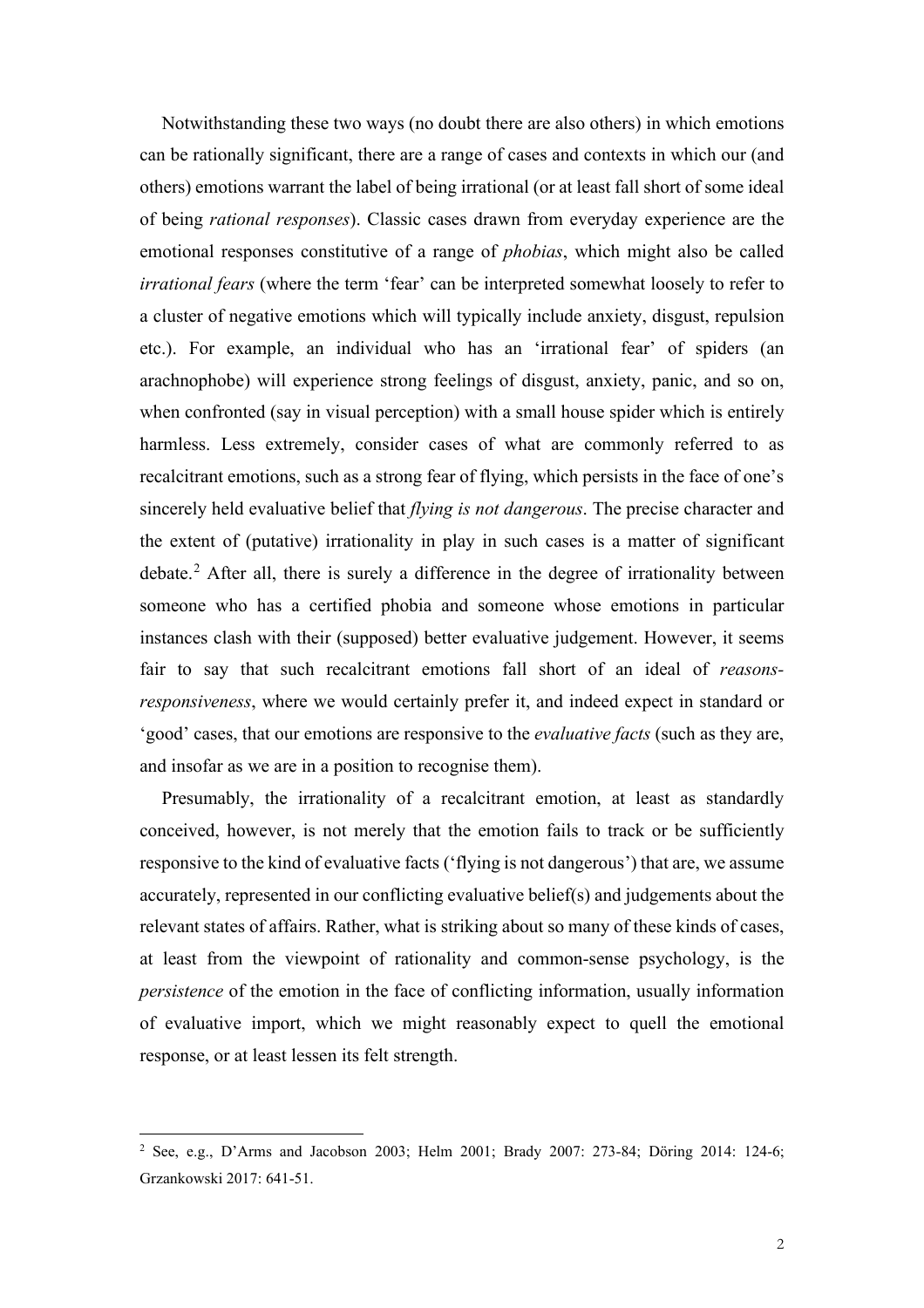Notwithstanding these two ways (no doubt there are also others) in which emotions can be rationally significant, there are a range of cases and contexts in which our (and others) emotions warrant the label of being irrational (or at least fall short of some ideal of being *rational responses*). Classic cases drawn from everyday experience are the emotional responses constitutive of a range of *phobias*, which might also be called *irrational fears* (where the term 'fear' can be interpreted somewhat loosely to refer to a cluster of negative emotions which will typically include anxiety, disgust, repulsion etc.). For example, an individual who has an 'irrational fear' of spiders (an arachnophobe) will experience strong feelings of disgust, anxiety, panic, and so on, when confronted (say in visual perception) with a small house spider which is entirely harmless. Less extremely, consider cases of what are commonly referred to as recalcitrant emotions, such as a strong fear of flying, which persists in the face of one's sincerely held evaluative belief that *flying is not dangerous*. The precise character and the extent of (putative) irrationality in play in such cases is a matter of significant debate.[2] After all, there is surely a difference in the degree of irrationality between someone who has a certified phobia and someone whose emotions in particular instances clash with their (supposed) better evaluative judgement. However, it seems fair to say that such recalcitrant emotions fall short of an ideal of *reasons-responsiveness*, where we would certainly prefer it, and indeed expect in standard or 'good' cases, that our emotions are responsive to the *evaluative facts* (such as they are, and insofar as we are in a position to recognise them).

Presumably, the irrationality of a recalcitrant emotion, at least as standardly conceived, however, is not merely that the emotion fails to track or be sufficiently responsive to the kind of evaluative facts ('flying is not dangerous') that are, we assume accurately, represented in our conflicting evaluative belief(s) and judgements about the relevant states of affairs. Rather, what is striking about so many of these kinds of cases, at least from the viewpoint of rationality and common-sense psychology, is the *persistence* of the emotion in the face of conflicting information, usually information of evaluative import, which we might reasonably expect to quell the emotional response, or at least lessen its felt strength.

[2] See, e.g., D'Arms and Jacobson 2003; Helm 2001; Brady 2007: 273-84; Döring 2014: 124-6; Grzankowski 2017: 641-51.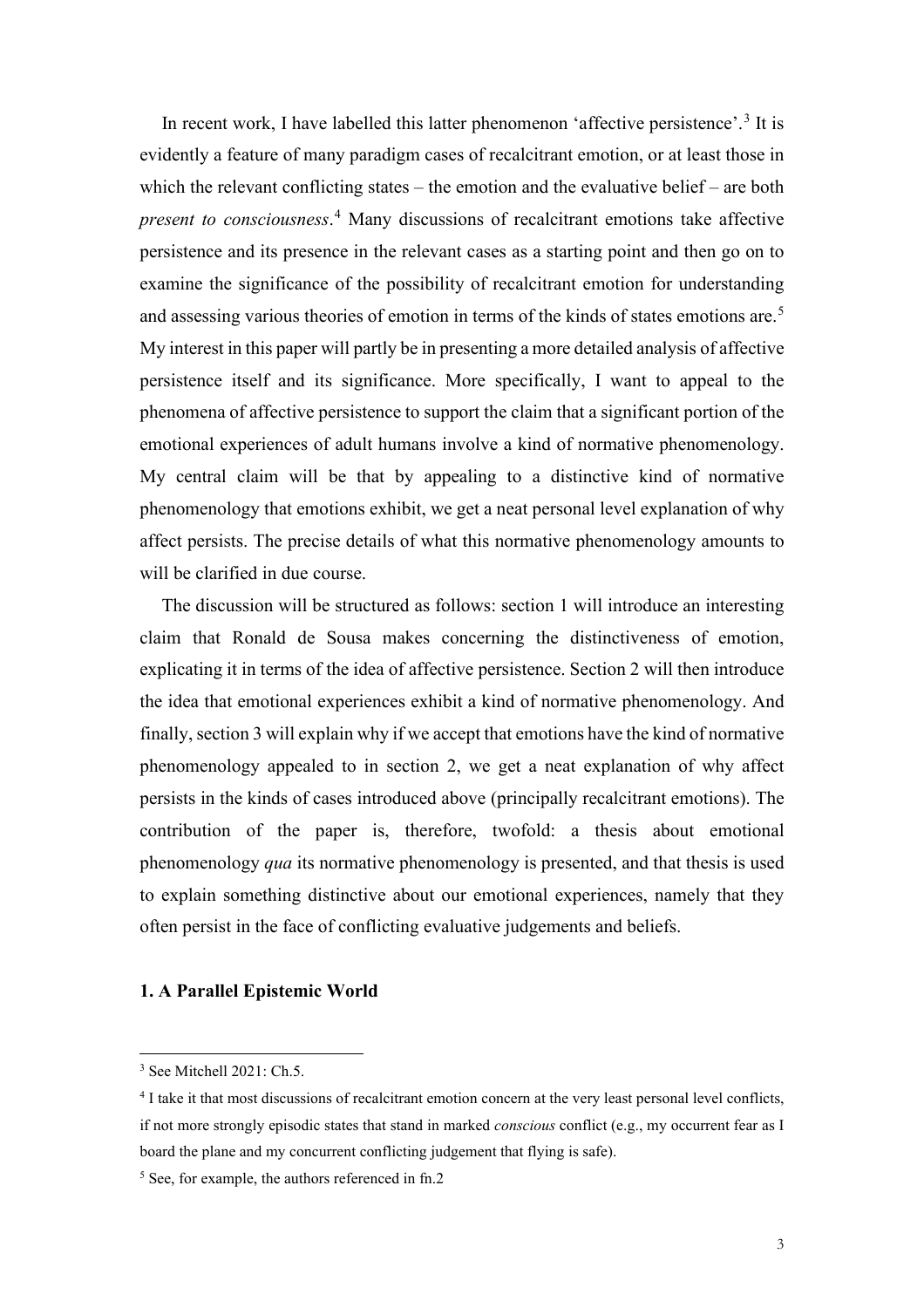In recent work, I have labelled this latter phenomenon 'affective persistence'.[3] It is evidently a feature of many paradigm cases of recalcitrant emotion, or at least those in which the relevant conflicting states – the emotion and the evaluative belief – are both *present to consciousness*.[4] Many discussions of recalcitrant emotions take affective persistence and its presence in the relevant cases as a starting point and then go on to examine the significance of the possibility of recalcitrant emotion for understanding and assessing various theories of emotion in terms of the kinds of states emotions are.[5] My interest in this paper will partly be in presenting a more detailed analysis of affective persistence itself and its significance. More specifically, I want to appeal to the phenomena of affective persistence to support the claim that a significant portion of the emotional experiences of adult humans involve a kind of normative phenomenology. My central claim will be that by appealing to a distinctive kind of normative phenomenology that emotions exhibit, we get a neat personal level explanation of why affect persists. The precise details of what this normative phenomenology amounts to will be clarified in due course.

The discussion will be structured as follows: section 1 will introduce an interesting claim that Ronald de Sousa makes concerning the distinctiveness of emotion, explicating it in terms of the idea of affective persistence. Section 2 will then introduce the idea that emotional experiences exhibit a kind of normative phenomenology. And finally, section 3 will explain why if we accept that emotions have the kind of normative phenomenology appealed to in section 2, we get a neat explanation of why affect persists in the kinds of cases introduced above (principally recalcitrant emotions). The contribution of the paper is, therefore, twofold: a thesis about emotional phenomenology *qua* its normative phenomenology is presented, and that thesis is used to explain something distinctive about our emotional experiences, namely that they often persist in the face of conflicting evaluative judgements and beliefs.

## 1. A Parallel Epistemic World

[3] See Mitchell 2021: Ch.5.

[4] I take it that most discussions of recalcitrant emotion concern at the very least personal level conflicts, if not more strongly episodic states that stand in marked *conscious* conflict (e.g., my occurrent fear as I board the plane and my concurrent conflicting judgement that flying is safe).

[5] See, for example, the authors referenced in fn.2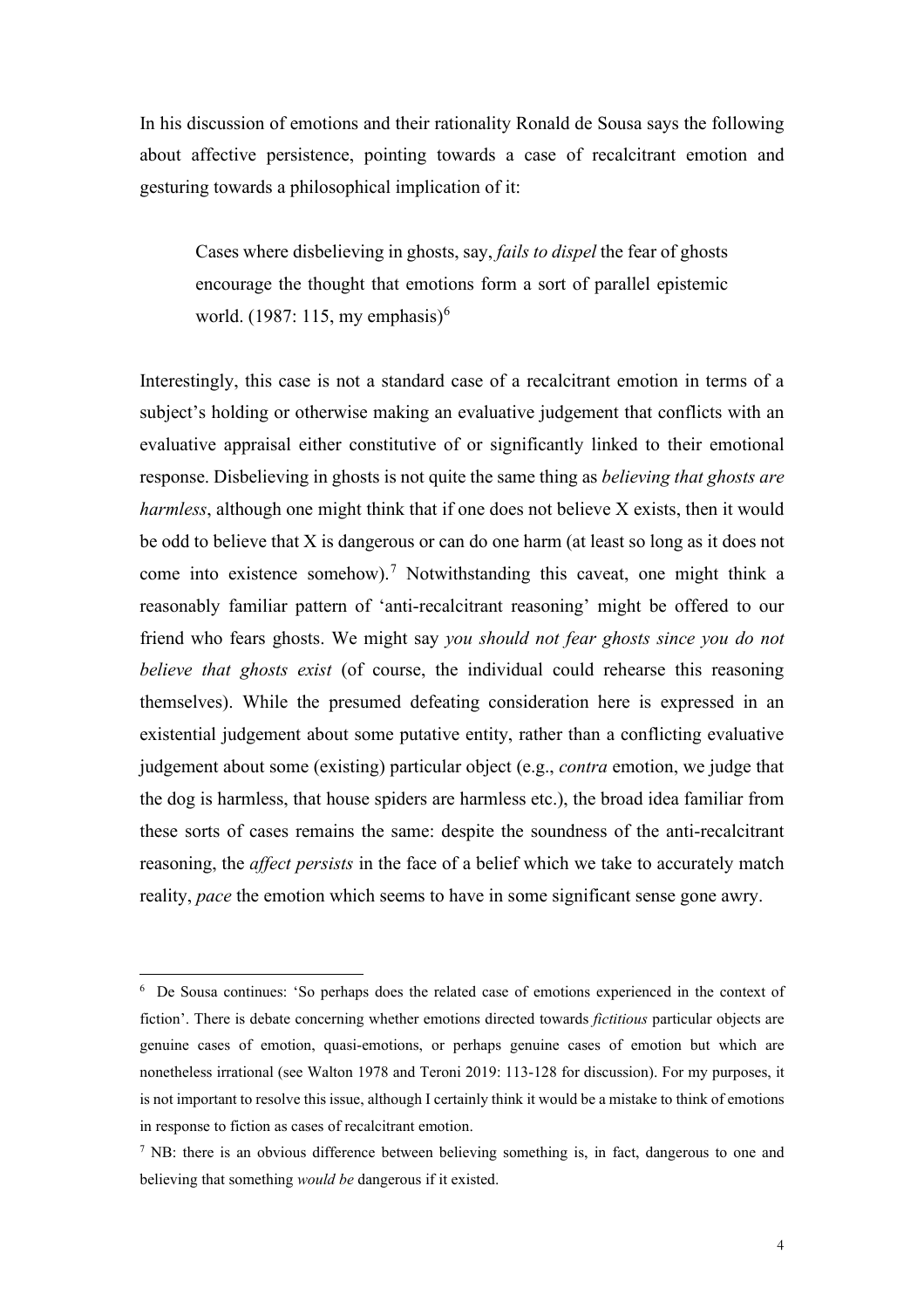In his discussion of emotions and their rationality Ronald de Sousa says the following about affective persistence, pointing towards a case of recalcitrant emotion and gesturing towards a philosophical implication of it:

> Cases where disbelieving in ghosts, say, *fails to dispel* the fear of ghosts encourage the thought that emotions form a sort of parallel epistemic world. (1987: 115, my emphasis)[6]

Interestingly, this case is not a standard case of a recalcitrant emotion in terms of a subject's holding or otherwise making an evaluative judgement that conflicts with an evaluative appraisal either constitutive of or significantly linked to their emotional response. Disbelieving in ghosts is not quite the same thing as *believing that ghosts are harmless*, although one might think that if one does not believe X exists, then it would be odd to believe that X is dangerous or can do one harm (at least so long as it does not come into existence somehow).[7] Notwithstanding this caveat, one might think a reasonably familiar pattern of 'anti-recalcitrant reasoning' might be offered to our friend who fears ghosts. We might say *you should not fear ghosts since you do not believe that ghosts exist* (of course, the individual could rehearse this reasoning themselves). While the presumed defeating consideration here is expressed in an existential judgement about some putative entity, rather than a conflicting evaluative judgement about some (existing) particular object (e.g., *contra* emotion, we judge that the dog is harmless, that house spiders are harmless etc.), the broad idea familiar from these sorts of cases remains the same: despite the soundness of the anti-recalcitrant reasoning, the *affect persists* in the face of a belief which we take to accurately match reality, *pace* the emotion which seems to have in some significant sense gone awry.

---

[6] De Sousa continues: 'So perhaps does the related case of emotions experienced in the context of fiction'. There is debate concerning whether emotions directed towards *fictitious* particular objects are genuine cases of emotion, quasi-emotions, or perhaps genuine cases of emotion but which are nonetheless irrational (see Walton 1978 and Teroni 2019: 113-128 for discussion). For my purposes, it is not important to resolve this issue, although I certainly think it would be a mistake to think of emotions in response to fiction as cases of recalcitrant emotion.

[7] NB: there is an obvious difference between believing something is, in fact, dangerous to one and believing that something *would be* dangerous if it existed.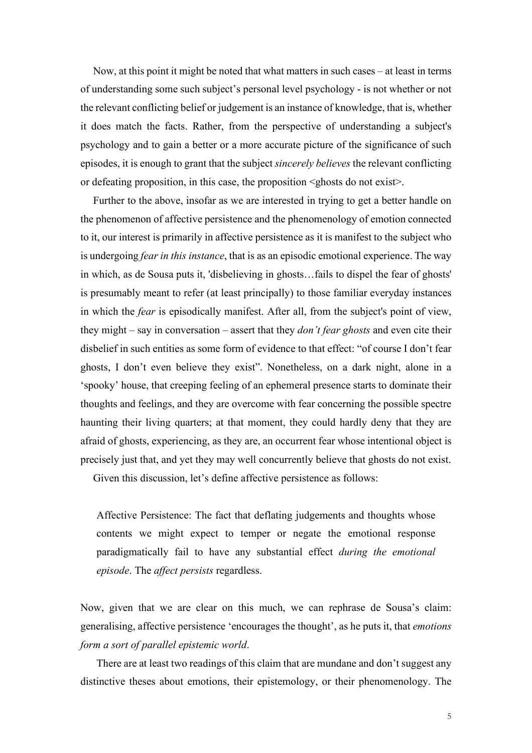Now, at this point it might be noted that what matters in such cases – at least in terms of understanding some such subject's personal level psychology - is not whether or not the relevant conflicting belief or judgement is an instance of knowledge, that is, whether it does match the facts. Rather, from the perspective of understanding a subject's psychology and to gain a better or a more accurate picture of the significance of such episodes, it is enough to grant that the subject *sincerely believes* the relevant conflicting or defeating proposition, in this case, the proposition <ghosts do not exist>.

Further to the above, insofar as we are interested in trying to get a better handle on the phenomenon of affective persistence and the phenomenology of emotion connected to it, our interest is primarily in affective persistence as it is manifest to the subject who is undergoing *fear in this instance*, that is as an episodic emotional experience. The way in which, as de Sousa puts it, 'disbelieving in ghosts…fails to dispel the fear of ghosts' is presumably meant to refer (at least principally) to those familiar everyday instances in which the *fear* is episodically manifest. After all, from the subject's point of view, they might – say in conversation – assert that they *don't fear ghosts* and even cite their disbelief in such entities as some form of evidence to that effect: "of course I don't fear ghosts, I don't even believe they exist". Nonetheless, on a dark night, alone in a 'spooky' house, that creeping feeling of an ephemeral presence starts to dominate their thoughts and feelings, and they are overcome with fear concerning the possible spectre haunting their living quarters; at that moment, they could hardly deny that they are afraid of ghosts, experiencing, as they are, an occurrent fear whose intentional object is precisely just that, and yet they may well concurrently believe that ghosts do not exist.

Given this discussion, let's define affective persistence as follows:

> Affective Persistence: The fact that deflating judgements and thoughts whose contents we might expect to temper or negate the emotional response paradigmatically fail to have any substantial effect *during the emotional episode*. The *affect persists* regardless.

Now, given that we are clear on this much, we can rephrase de Sousa's claim: generalising, affective persistence 'encourages the thought', as he puts it, that *emotions form a sort of parallel epistemic world*.

There are at least two readings of this claim that are mundane and don't suggest any distinctive theses about emotions, their epistemology, or their phenomenology. The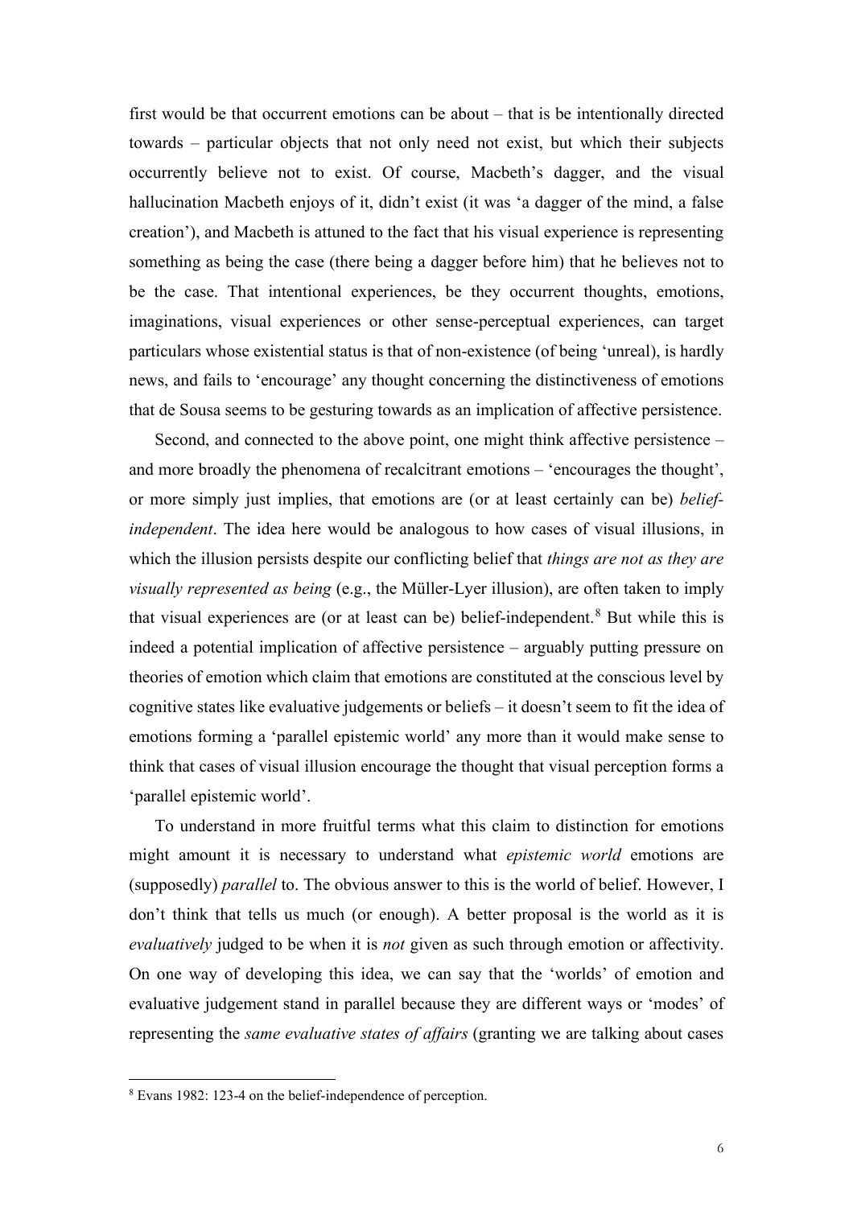first would be that occurrent emotions can be about – that is be intentionally directed towards – particular objects that not only need not exist, but which their subjects occurrently believe not to exist. Of course, Macbeth's dagger, and the visual hallucination Macbeth enjoys of it, didn't exist (it was 'a dagger of the mind, a false creation'), and Macbeth is attuned to the fact that his visual experience is representing something as being the case (there being a dagger before him) that he believes not to be the case. That intentional experiences, be they occurrent thoughts, emotions, imaginations, visual experiences or other sense-perceptual experiences, can target particulars whose existential status is that of non-existence (of being 'unreal), is hardly news, and fails to 'encourage' any thought concerning the distinctiveness of emotions that de Sousa seems to be gesturing towards as an implication of affective persistence.

Second, and connected to the above point, one might think affective persistence – and more broadly the phenomena of recalcitrant emotions – 'encourages the thought', or more simply just implies, that emotions are (or at least certainly can be) *belief-independent*. The idea here would be analogous to how cases of visual illusions, in which the illusion persists despite our conflicting belief that *things are not as they are visually represented as being* (e.g., the Müller-Lyer illusion), are often taken to imply that visual experiences are (or at least can be) belief-independent.[8] But while this is indeed a potential implication of affective persistence – arguably putting pressure on theories of emotion which claim that emotions are constituted at the conscious level by cognitive states like evaluative judgements or beliefs – it doesn't seem to fit the idea of emotions forming a 'parallel epistemic world' any more than it would make sense to think that cases of visual illusion encourage the thought that visual perception forms a 'parallel epistemic world'.

To understand in more fruitful terms what this claim to distinction for emotions might amount it is necessary to understand what *epistemic world* emotions are (supposedly) *parallel* to. The obvious answer to this is the world of belief. However, I don't think that tells us much (or enough). A better proposal is the world as it is *evaluatively* judged to be when it is *not* given as such through emotion or affectivity. On one way of developing this idea, we can say that the 'worlds' of emotion and evaluative judgement stand in parallel because they are different ways or 'modes' of representing the *same evaluative states of affairs* (granting we are talking about cases

[8] Evans 1982: 123-4 on the belief-independence of perception.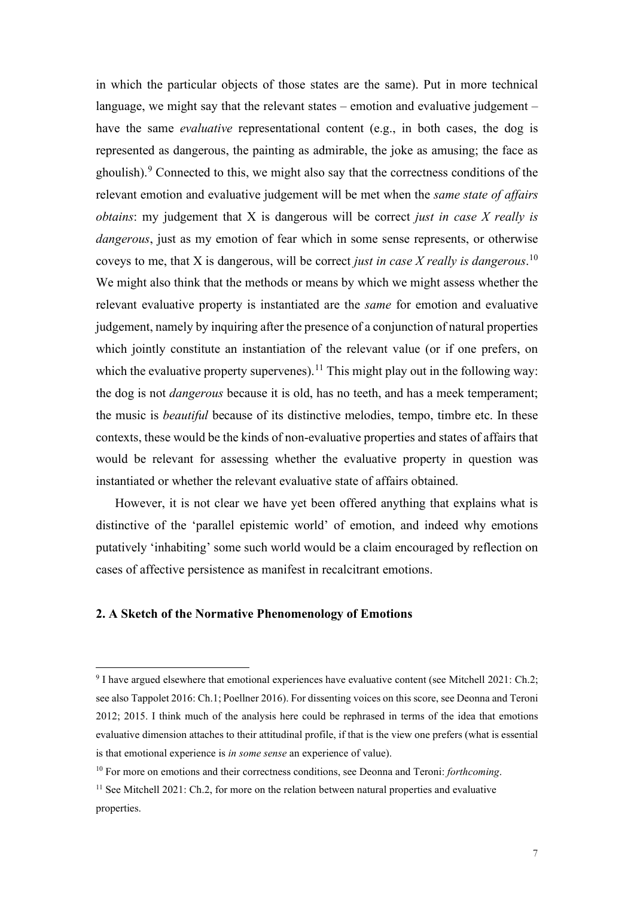in which the particular objects of those states are the same). Put in more technical language, we might say that the relevant states – emotion and evaluative judgement – have the same *evaluative* representational content (e.g., in both cases, the dog is represented as dangerous, the painting as admirable, the joke as amusing; the face as ghoulish).[9] Connected to this, we might also say that the correctness conditions of the relevant emotion and evaluative judgement will be met when the *same state of affairs obtains*: my judgement that X is dangerous will be correct *just in case X really is dangerous*, just as my emotion of fear which in some sense represents, or otherwise coveys to me, that X is dangerous, will be correct *just in case X really is dangerous*.[10] We might also think that the methods or means by which we might assess whether the relevant evaluative property is instantiated are the *same* for emotion and evaluative judgement, namely by inquiring after the presence of a conjunction of natural properties which jointly constitute an instantiation of the relevant value (or if one prefers, on which the evaluative property supervenes).[11] This might play out in the following way: the dog is not *dangerous* because it is old, has no teeth, and has a meek temperament; the music is *beautiful* because of its distinctive melodies, tempo, timbre etc. In these contexts, these would be the kinds of non-evaluative properties and states of affairs that would be relevant for assessing whether the evaluative property in question was instantiated or whether the relevant evaluative state of affairs obtained.

However, it is not clear we have yet been offered anything that explains what is distinctive of the 'parallel epistemic world' of emotion, and indeed why emotions putatively 'inhabiting' some such world would be a claim encouraged by reflection on cases of affective persistence as manifest in recalcitrant emotions.

## 2. A Sketch of the Normative Phenomenology of Emotions

---

[9] I have argued elsewhere that emotional experiences have evaluative content (see Mitchell 2021: Ch.2; see also Tappolet 2016: Ch.1; Poellner 2016). For dissenting voices on this score, see Deonna and Teroni 2012; 2015. I think much of the analysis here could be rephrased in terms of the idea that emotions evaluative dimension attaches to their attitudinal profile, if that is the view one prefers (what is essential is that emotional experience is *in some sense* an experience of value).

[10] For more on emotions and their correctness conditions, see Deonna and Teroni: *forthcoming*.

[11] See Mitchell 2021: Ch.2, for more on the relation between natural properties and evaluative properties.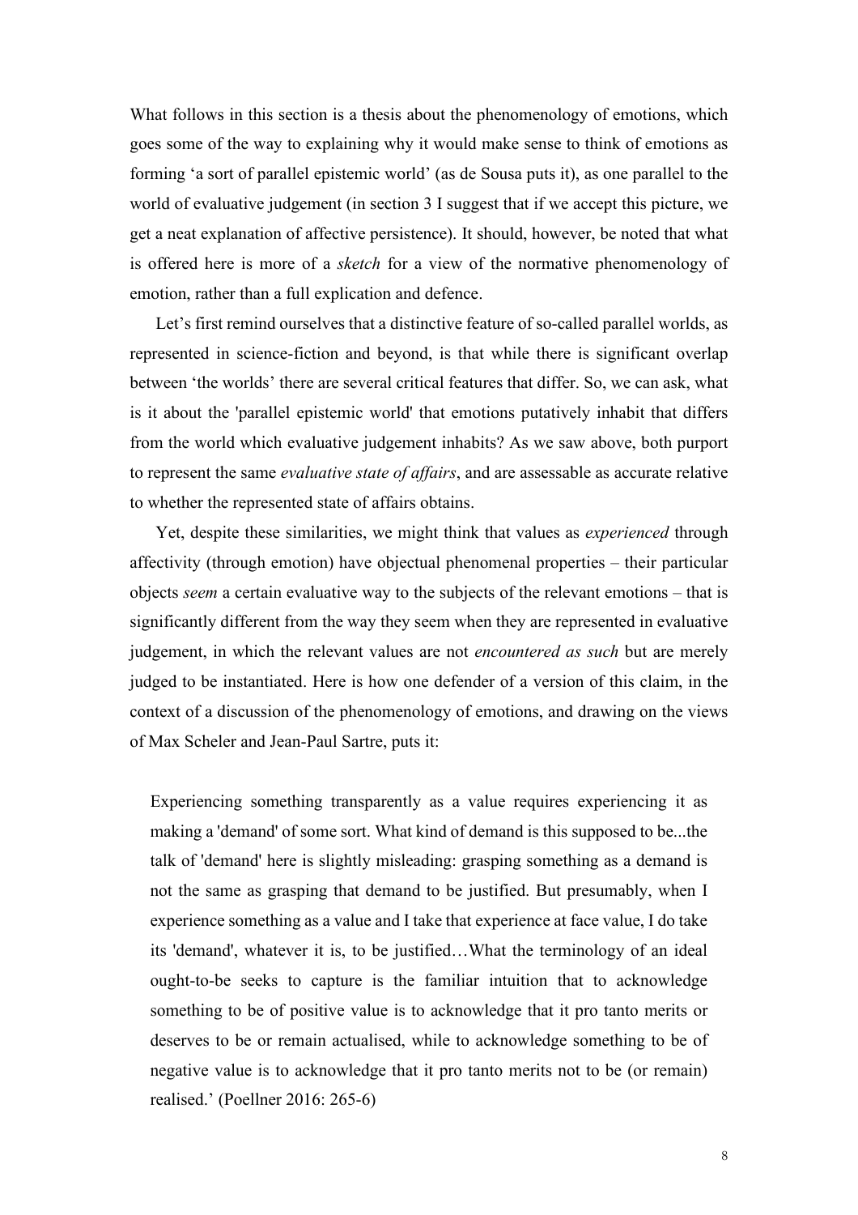What follows in this section is a thesis about the phenomenology of emotions, which goes some of the way to explaining why it would make sense to think of emotions as forming 'a sort of parallel epistemic world' (as de Sousa puts it), as one parallel to the world of evaluative judgement (in section 3 I suggest that if we accept this picture, we get a neat explanation of affective persistence). It should, however, be noted that what is offered here is more of a *sketch* for a view of the normative phenomenology of emotion, rather than a full explication and defence.

Let's first remind ourselves that a distinctive feature of so-called parallel worlds, as represented in science-fiction and beyond, is that while there is significant overlap between 'the worlds' there are several critical features that differ. So, we can ask, what is it about the 'parallel epistemic world' that emotions putatively inhabit that differs from the world which evaluative judgement inhabits? As we saw above, both purport to represent the same *evaluative state of affairs*, and are assessable as accurate relative to whether the represented state of affairs obtains.

Yet, despite these similarities, we might think that values as *experienced* through affectivity (through emotion) have objectual phenomenal properties – their particular objects *seem* a certain evaluative way to the subjects of the relevant emotions – that is significantly different from the way they seem when they are represented in evaluative judgement, in which the relevant values are not *encountered as such* but are merely judged to be instantiated. Here is how one defender of a version of this claim, in the context of a discussion of the phenomenology of emotions, and drawing on the views of Max Scheler and Jean-Paul Sartre, puts it:

> Experiencing something transparently as a value requires experiencing it as making a 'demand' of some sort. What kind of demand is this supposed to be...the talk of 'demand' here is slightly misleading: grasping something as a demand is not the same as grasping that demand to be justified. But presumably, when I experience something as a value and I take that experience at face value, I do take its 'demand', whatever it is, to be justified…What the terminology of an ideal ought-to-be seeks to capture is the familiar intuition that to acknowledge something to be of positive value is to acknowledge that it pro tanto merits or deserves to be or remain actualised, while to acknowledge something to be of negative value is to acknowledge that it pro tanto merits not to be (or remain) realised.' (Poellner 2016: 265-6)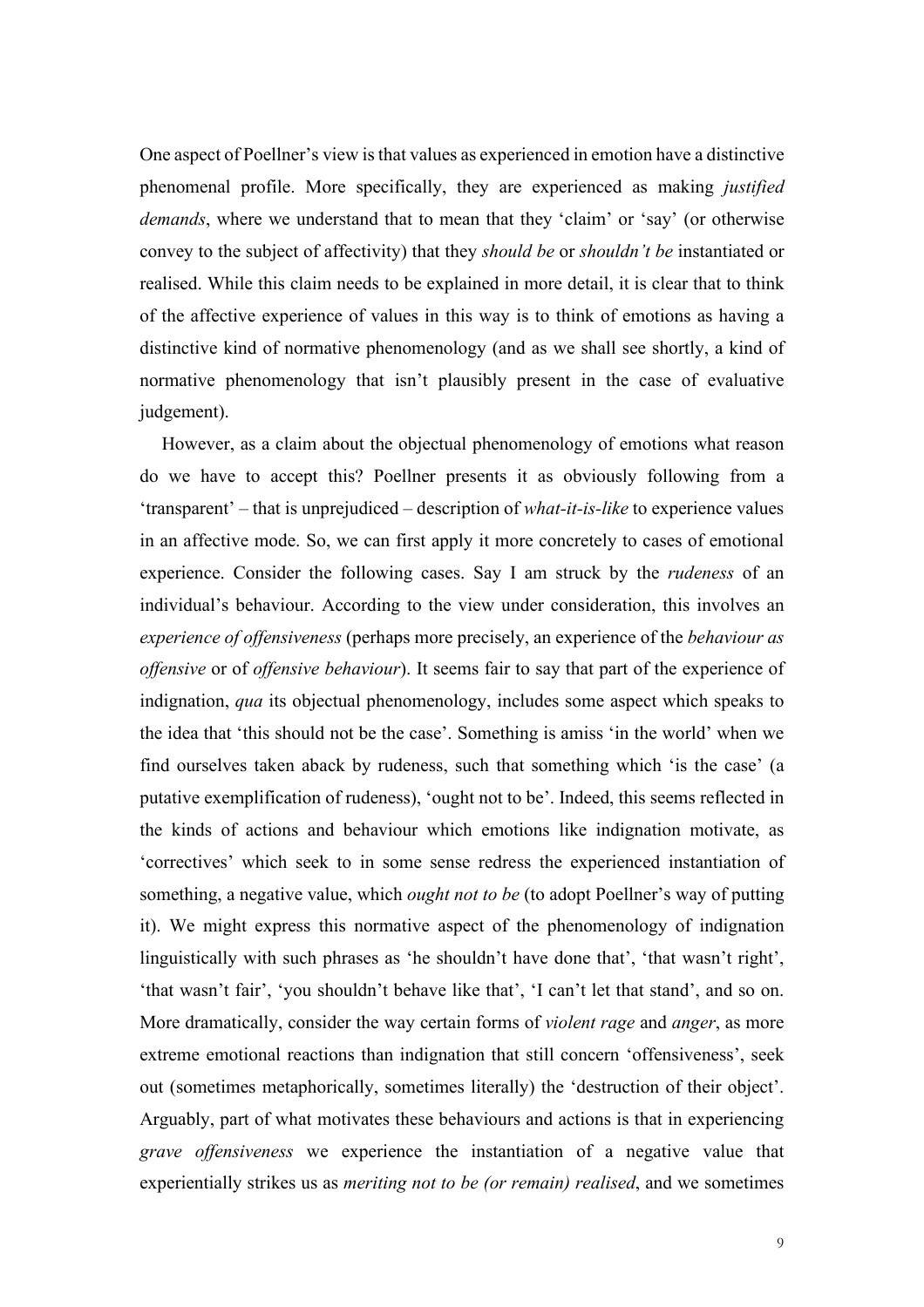One aspect of Poellner's view is that values as experienced in emotion have a distinctive phenomenal profile. More specifically, they are experienced as making *justified demands*, where we understand that to mean that they 'claim' or 'say' (or otherwise convey to the subject of affectivity) that they *should be* or *shouldn't be* instantiated or realised. While this claim needs to be explained in more detail, it is clear that to think of the affective experience of values in this way is to think of emotions as having a distinctive kind of normative phenomenology (and as we shall see shortly, a kind of normative phenomenology that isn't plausibly present in the case of evaluative judgement).

However, as a claim about the objectual phenomenology of emotions what reason do we have to accept this? Poellner presents it as obviously following from a 'transparent' – that is unprejudiced – description of *what-it-is-like* to experience values in an affective mode. So, we can first apply it more concretely to cases of emotional experience. Consider the following cases. Say I am struck by the *rudeness* of an individual's behaviour. According to the view under consideration, this involves an *experience of offensiveness* (perhaps more precisely, an experience of the *behaviour as offensive* or of *offensive behaviour*). It seems fair to say that part of the experience of indignation, *qua* its objectual phenomenology, includes some aspect which speaks to the idea that 'this should not be the case'. Something is amiss 'in the world' when we find ourselves taken aback by rudeness, such that something which 'is the case' (a putative exemplification of rudeness), 'ought not to be'. Indeed, this seems reflected in the kinds of actions and behaviour which emotions like indignation motivate, as 'correctives' which seek to in some sense redress the experienced instantiation of something, a negative value, which *ought not to be* (to adopt Poellner's way of putting it). We might express this normative aspect of the phenomenology of indignation linguistically with such phrases as 'he shouldn't have done that', 'that wasn't right', 'that wasn't fair', 'you shouldn't behave like that', 'I can't let that stand', and so on. More dramatically, consider the way certain forms of *violent rage* and *anger*, as more extreme emotional reactions than indignation that still concern 'offensiveness', seek out (sometimes metaphorically, sometimes literally) the 'destruction of their object'. Arguably, part of what motivates these behaviours and actions is that in experiencing *grave offensiveness* we experience the instantiation of a negative value that experientially strikes us as *meriting not to be (or remain) realised*, and we sometimes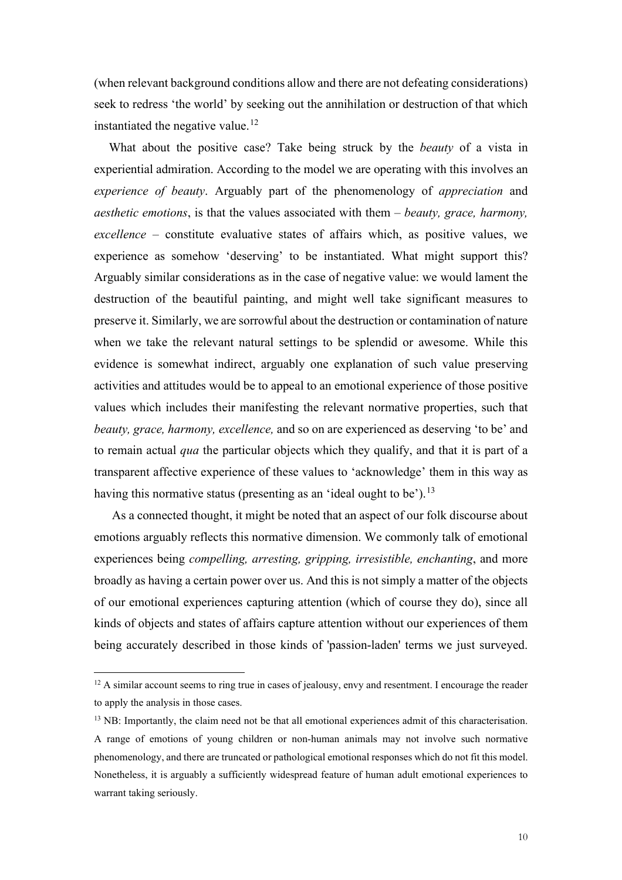(when relevant background conditions allow and there are not defeating considerations) seek to redress 'the world' by seeking out the annihilation or destruction of that which instantiated the negative value.[12]

What about the positive case? Take being struck by the *beauty* of a vista in experiential admiration. According to the model we are operating with this involves an *experience of beauty*. Arguably part of the phenomenology of *appreciation* and *aesthetic emotions*, is that the values associated with them – *beauty, grace, harmony, excellence* – constitute evaluative states of affairs which, as positive values, we experience as somehow 'deserving' to be instantiated. What might support this? Arguably similar considerations as in the case of negative value: we would lament the destruction of the beautiful painting, and might well take significant measures to preserve it. Similarly, we are sorrowful about the destruction or contamination of nature when we take the relevant natural settings to be splendid or awesome. While this evidence is somewhat indirect, arguably one explanation of such value preserving activities and attitudes would be to appeal to an emotional experience of those positive values which includes their manifesting the relevant normative properties, such that *beauty, grace, harmony, excellence,* and so on are experienced as deserving 'to be' and to remain actual *qua* the particular objects which they qualify, and that it is part of a transparent affective experience of these values to 'acknowledge' them in this way as having this normative status (presenting as an 'ideal ought to be').[13]

As a connected thought, it might be noted that an aspect of our folk discourse about emotions arguably reflects this normative dimension. We commonly talk of emotional experiences being *compelling, arresting, gripping, irresistible, enchanting*, and more broadly as having a certain power over us. And this is not simply a matter of the objects of our emotional experiences capturing attention (which of course they do), since all kinds of objects and states of affairs capture attention without our experiences of them being accurately described in those kinds of 'passion-laden' terms we just surveyed.

---

[12] A similar account seems to ring true in cases of jealousy, envy and resentment. I encourage the reader to apply the analysis in those cases.

[13] NB: Importantly, the claim need not be that all emotional experiences admit of this characterisation. A range of emotions of young children or non-human animals may not involve such normative phenomenology, and there are truncated or pathological emotional responses which do not fit this model. Nonetheless, it is arguably a sufficiently widespread feature of human adult emotional experiences to warrant taking seriously.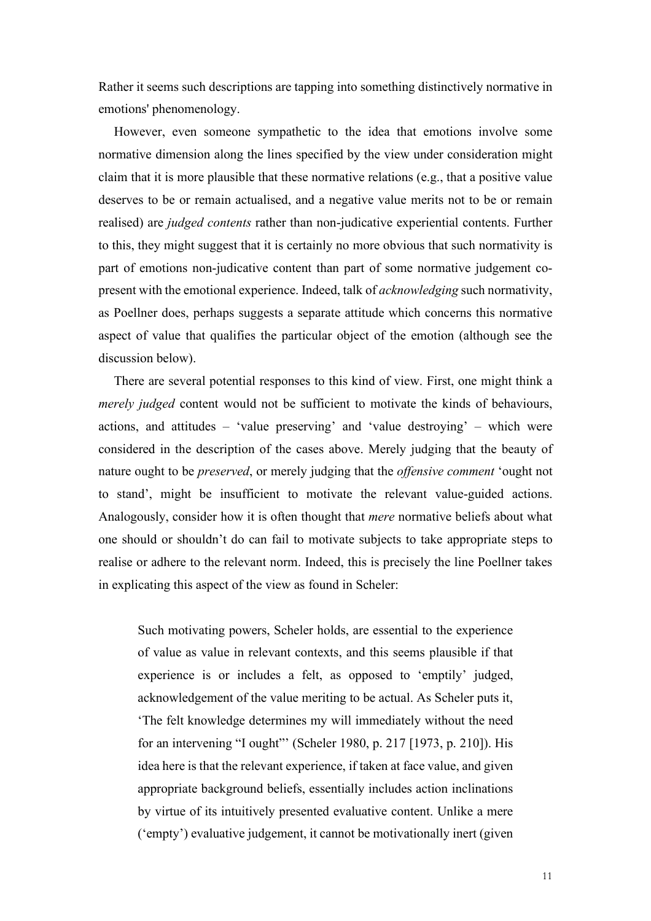Rather it seems such descriptions are tapping into something distinctively normative in emotions' phenomenology.

However, even someone sympathetic to the idea that emotions involve some normative dimension along the lines specified by the view under consideration might claim that it is more plausible that these normative relations (e.g., that a positive value deserves to be or remain actualised, and a negative value merits not to be or remain realised) are *judged contents* rather than non-judicative experiential contents. Further to this, they might suggest that it is certainly no more obvious that such normativity is part of emotions non-judicative content than part of some normative judgement co-present with the emotional experience. Indeed, talk of *acknowledging* such normativity, as Poellner does, perhaps suggests a separate attitude which concerns this normative aspect of value that qualifies the particular object of the emotion (although see the discussion below).

There are several potential responses to this kind of view. First, one might think a *merely judged* content would not be sufficient to motivate the kinds of behaviours, actions, and attitudes – 'value preserving' and 'value destroying' – which were considered in the description of the cases above. Merely judging that the beauty of nature ought to be *preserved*, or merely judging that the *offensive comment* 'ought not to stand', might be insufficient to motivate the relevant value-guided actions. Analogously, consider how it is often thought that *mere* normative beliefs about what one should or shouldn't do can fail to motivate subjects to take appropriate steps to realise or adhere to the relevant norm. Indeed, this is precisely the line Poellner takes in explicating this aspect of the view as found in Scheler:

> Such motivating powers, Scheler holds, are essential to the experience of value as value in relevant contexts, and this seems plausible if that experience is or includes a felt, as opposed to 'emptily' judged, acknowledgement of the value meriting to be actual. As Scheler puts it, 'The felt knowledge determines my will immediately without the need for an intervening "I ought"' (Scheler 1980, p. 217 [1973, p. 210]). His idea here is that the relevant experience, if taken at face value, and given appropriate background beliefs, essentially includes action inclinations by virtue of its intuitively presented evaluative content. Unlike a mere ('empty') evaluative judgement, it cannot be motivationally inert (given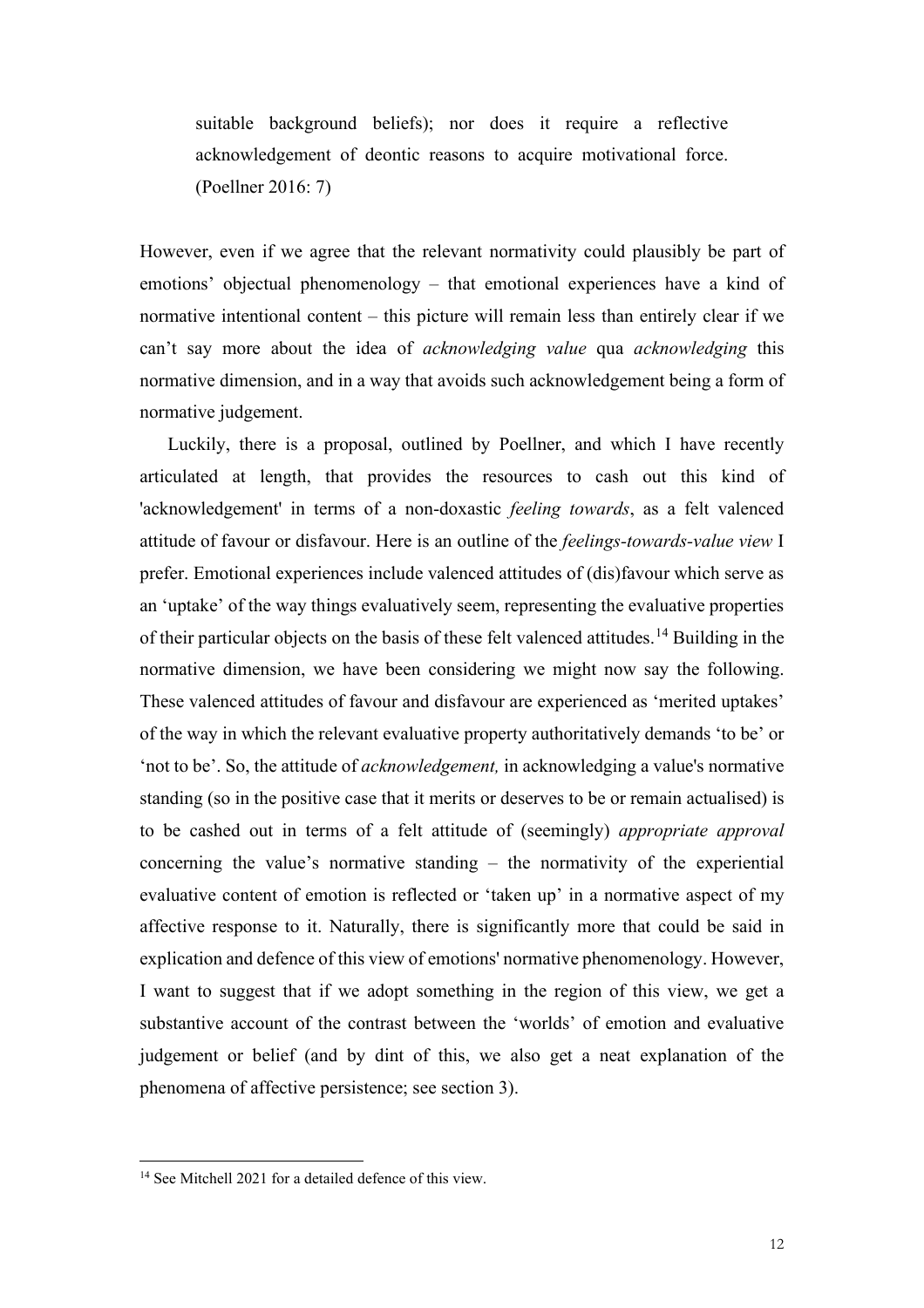> suitable background beliefs); nor does it require a reflective acknowledgement of deontic reasons to acquire motivational force. (Poellner 2016: 7)

However, even if we agree that the relevant normativity could plausibly be part of emotions' objectual phenomenology – that emotional experiences have a kind of normative intentional content – this picture will remain less than entirely clear if we can't say more about the idea of *acknowledging value* qua *acknowledging* this normative dimension, and in a way that avoids such acknowledgement being a form of normative judgement.

Luckily, there is a proposal, outlined by Poellner, and which I have recently articulated at length, that provides the resources to cash out this kind of 'acknowledgement' in terms of a non-doxastic *feeling towards*, as a felt valenced attitude of favour or disfavour. Here is an outline of the *feelings-towards-value view* I prefer. Emotional experiences include valenced attitudes of (dis)favour which serve as an 'uptake' of the way things evaluatively seem, representing the evaluative properties of their particular objects on the basis of these felt valenced attitudes.[14] Building in the normative dimension, we have been considering we might now say the following. These valenced attitudes of favour and disfavour are experienced as 'merited uptakes' of the way in which the relevant evaluative property authoritatively demands 'to be' or 'not to be'. So, the attitude of *acknowledgement,* in acknowledging a value's normative standing (so in the positive case that it merits or deserves to be or remain actualised) is to be cashed out in terms of a felt attitude of (seemingly) *appropriate approval* concerning the value's normative standing – the normativity of the experiential evaluative content of emotion is reflected or 'taken up' in a normative aspect of my affective response to it. Naturally, there is significantly more that could be said in explication and defence of this view of emotions' normative phenomenology. However, I want to suggest that if we adopt something in the region of this view, we get a substantive account of the contrast between the 'worlds' of emotion and evaluative judgement or belief (and by dint of this, we also get a neat explanation of the phenomena of affective persistence; see section 3).

[14] See Mitchell 2021 for a detailed defence of this view.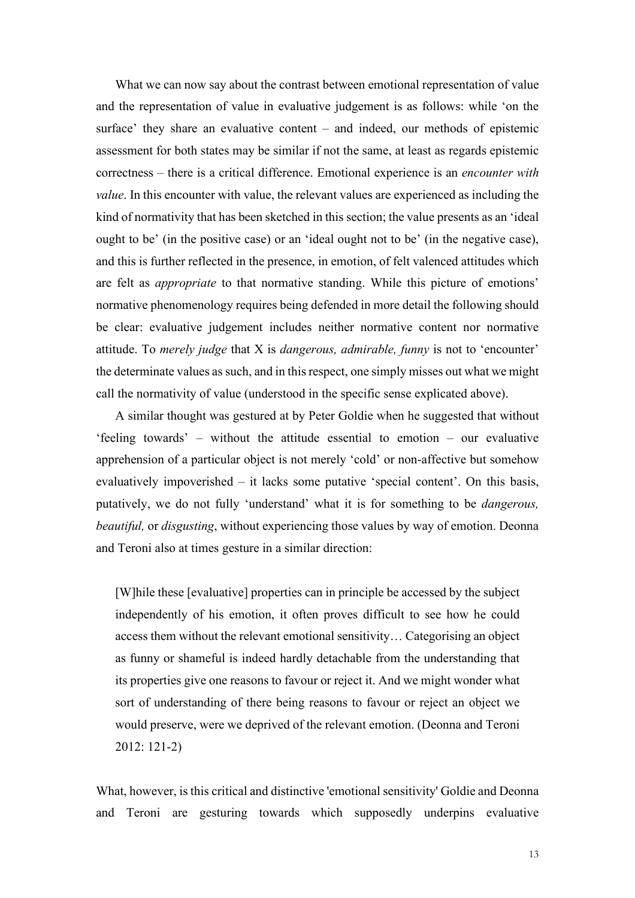What we can now say about the contrast between emotional representation of value and the representation of value in evaluative judgement is as follows: while 'on the surface' they share an evaluative content – and indeed, our methods of epistemic assessment for both states may be similar if not the same, at least as regards epistemic correctness – there is a critical difference. Emotional experience is an *encounter with value*. In this encounter with value, the relevant values are experienced as including the kind of normativity that has been sketched in this section; the value presents as an 'ideal ought to be' (in the positive case) or an 'ideal ought not to be' (in the negative case), and this is further reflected in the presence, in emotion, of felt valenced attitudes which are felt as *appropriate* to that normative standing. While this picture of emotions' normative phenomenology requires being defended in more detail the following should be clear: evaluative judgement includes neither normative content nor normative attitude. To *merely judge* that X is *dangerous, admirable, funny* is not to 'encounter' the determinate values as such, and in this respect, one simply misses out what we might call the normativity of value (understood in the specific sense explicated above).

A similar thought was gestured at by Peter Goldie when he suggested that without 'feeling towards' – without the attitude essential to emotion – our evaluative apprehension of a particular object is not merely 'cold' or non-affective but somehow evaluatively impoverished – it lacks some putative 'special content'. On this basis, putatively, we do not fully 'understand' what it is for something to be *dangerous, beautiful,* or *disgusting*, without experiencing those values by way of emotion. Deonna and Teroni also at times gesture in a similar direction:

> [W]hile these [evaluative] properties can in principle be accessed by the subject independently of his emotion, it often proves difficult to see how he could access them without the relevant emotional sensitivity… Categorising an object as funny or shameful is indeed hardly detachable from the understanding that its properties give one reasons to favour or reject it. And we might wonder what sort of understanding of there being reasons to favour or reject an object we would preserve, were we deprived of the relevant emotion. (Deonna and Teroni 2012: 121-2)

What, however, is this critical and distinctive 'emotional sensitivity' Goldie and Deonna and Teroni are gesturing towards which supposedly underpins evaluative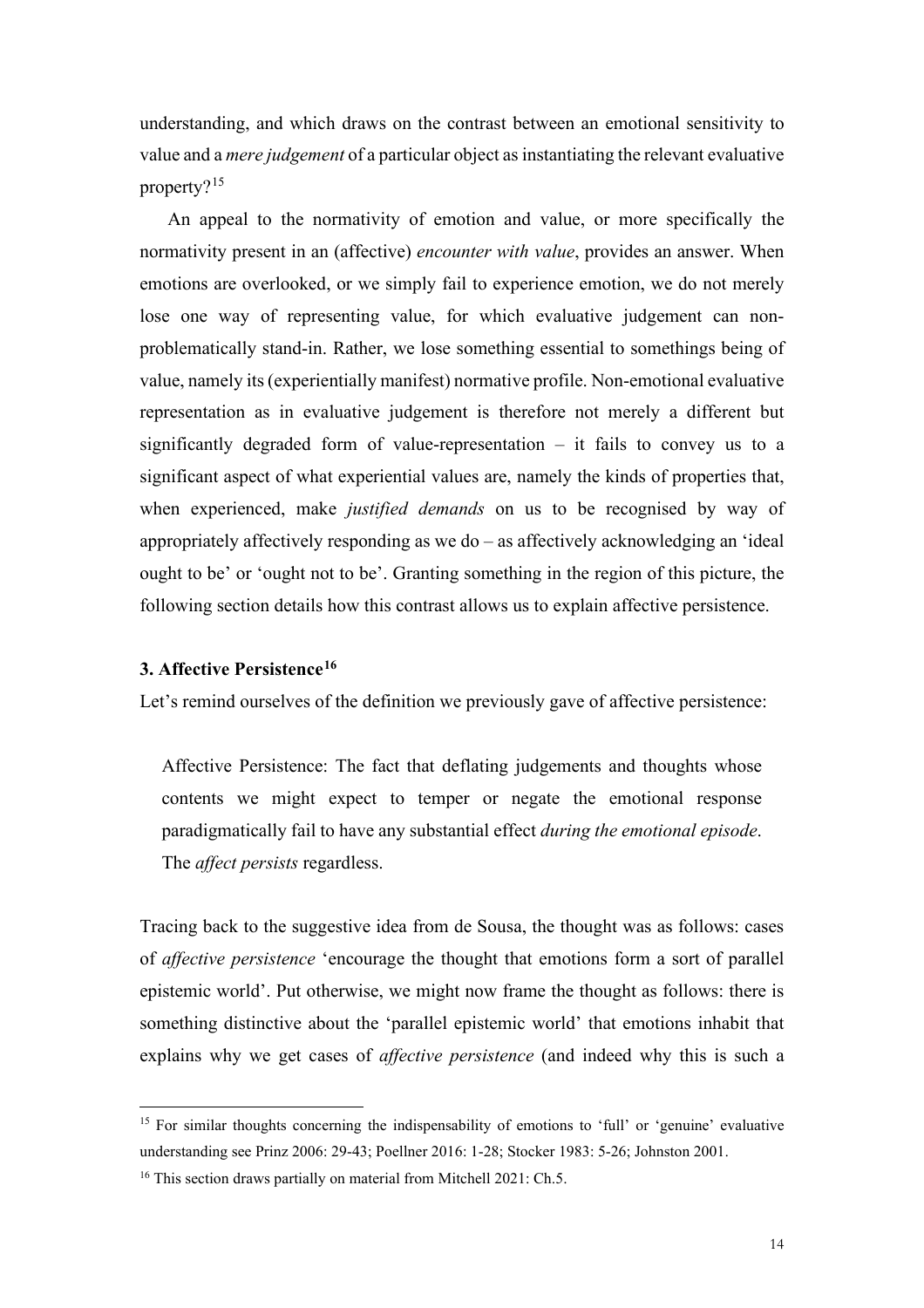understanding, and which draws on the contrast between an emotional sensitivity to value and a *mere judgement* of a particular object as instantiating the relevant evaluative property?[15]

An appeal to the normativity of emotion and value, or more specifically the normativity present in an (affective) *encounter with value*, provides an answer. When emotions are overlooked, or we simply fail to experience emotion, we do not merely lose one way of representing value, for which evaluative judgement can non-problematically stand-in. Rather, we lose something essential to somethings being of value, namely its (experientially manifest) normative profile. Non-emotional evaluative representation as in evaluative judgement is therefore not merely a different but significantly degraded form of value-representation – it fails to convey us to a significant aspect of what experiential values are, namely the kinds of properties that, when experienced, make *justified demands* on us to be recognised by way of appropriately affectively responding as we do – as affectively acknowledging an 'ideal ought to be' or 'ought not to be'. Granting something in the region of this picture, the following section details how this contrast allows us to explain affective persistence.

### 3. Affective Persistence[16]

Let's remind ourselves of the definition we previously gave of affective persistence:

> Affective Persistence: The fact that deflating judgements and thoughts whose contents we might expect to temper or negate the emotional response paradigmatically fail to have any substantial effect *during the emotional episode*. The *affect persists* regardless.

Tracing back to the suggestive idea from de Sousa, the thought was as follows: cases of *affective persistence* 'encourage the thought that emotions form a sort of parallel epistemic world'. Put otherwise, we might now frame the thought as follows: there is something distinctive about the 'parallel epistemic world' that emotions inhabit that explains why we get cases of *affective persistence* (and indeed why this is such a

---

[15] For similar thoughts concerning the indispensability of emotions to 'full' or 'genuine' evaluative understanding see Prinz 2006: 29-43; Poellner 2016: 1-28; Stocker 1983: 5-26; Johnston 2001.

[16] This section draws partially on material from Mitchell 2021: Ch.5.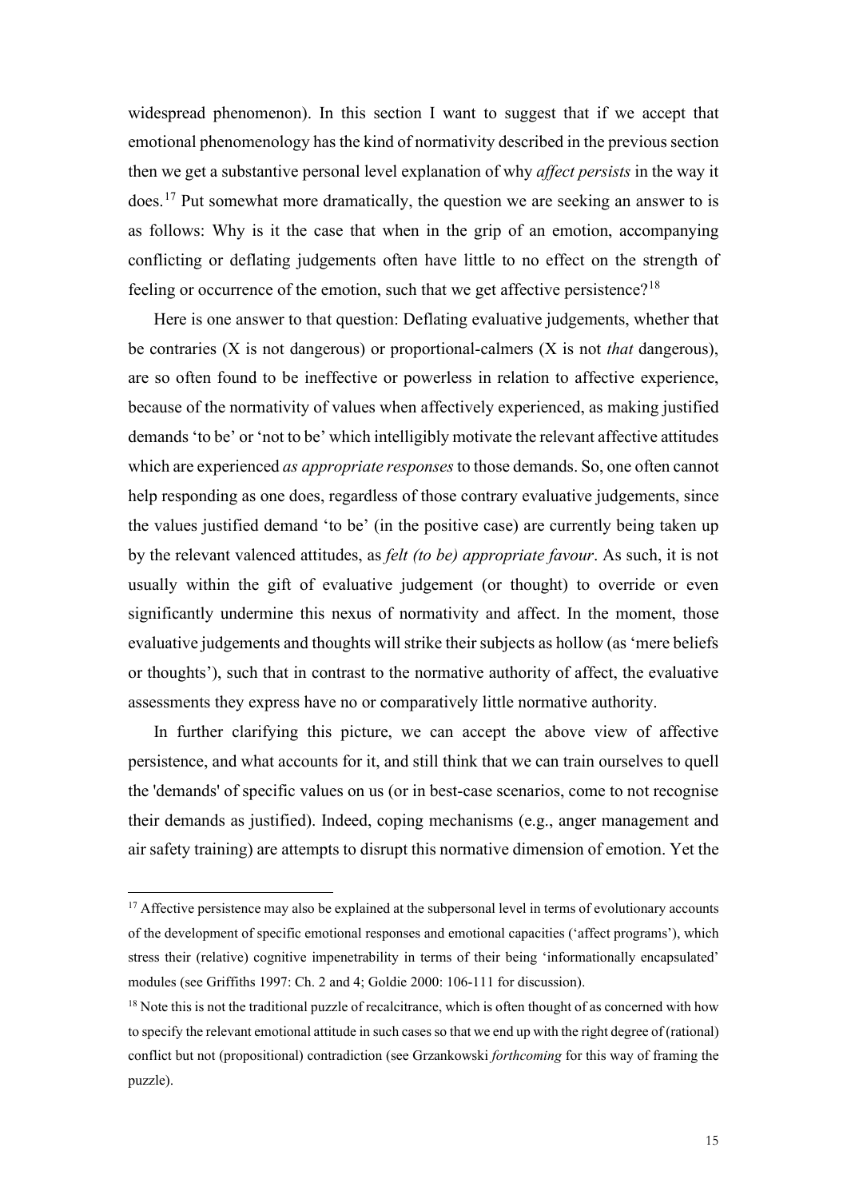widespread phenomenon). In this section I want to suggest that if we accept that emotional phenomenology has the kind of normativity described in the previous section then we get a substantive personal level explanation of why *affect persists* in the way it does.[17] Put somewhat more dramatically, the question we are seeking an answer to is as follows: Why is it the case that when in the grip of an emotion, accompanying conflicting or deflating judgements often have little to no effect on the strength of feeling or occurrence of the emotion, such that we get affective persistence?[18]

Here is one answer to that question: Deflating evaluative judgements, whether that be contraries (X is not dangerous) or proportional-calmers (X is not *that* dangerous), are so often found to be ineffective or powerless in relation to affective experience, because of the normativity of values when affectively experienced, as making justified demands 'to be' or 'not to be' which intelligibly motivate the relevant affective attitudes which are experienced *as appropriate responses* to those demands. So, one often cannot help responding as one does, regardless of those contrary evaluative judgements, since the values justified demand 'to be' (in the positive case) are currently being taken up by the relevant valenced attitudes, as *felt (to be) appropriate favour*. As such, it is not usually within the gift of evaluative judgement (or thought) to override or even significantly undermine this nexus of normativity and affect. In the moment, those evaluative judgements and thoughts will strike their subjects as hollow (as 'mere beliefs or thoughts'), such that in contrast to the normative authority of affect, the evaluative assessments they express have no or comparatively little normative authority.

In further clarifying this picture, we can accept the above view of affective persistence, and what accounts for it, and still think that we can train ourselves to quell the 'demands' of specific values on us (or in best-case scenarios, come to not recognise their demands as justified). Indeed, coping mechanisms (e.g., anger management and air safety training) are attempts to disrupt this normative dimension of emotion. Yet the

---

[17] Affective persistence may also be explained at the subpersonal level in terms of evolutionary accounts of the development of specific emotional responses and emotional capacities ('affect programs'), which stress their (relative) cognitive impenetrability in terms of their being 'informationally encapsulated' modules (see Griffiths 1997: Ch. 2 and 4; Goldie 2000: 106-111 for discussion).

[18] Note this is not the traditional puzzle of recalcitrance, which is often thought of as concerned with how to specify the relevant emotional attitude in such cases so that we end up with the right degree of (rational) conflict but not (propositional) contradiction (see Grzankowski *forthcoming* for this way of framing the puzzle).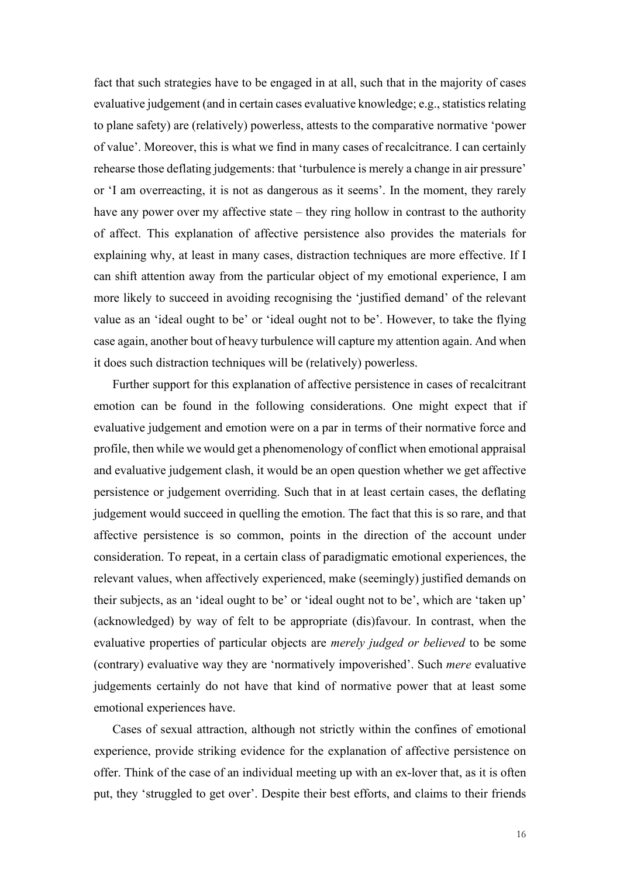fact that such strategies have to be engaged in at all, such that in the majority of cases evaluative judgement (and in certain cases evaluative knowledge; e.g., statistics relating to plane safety) are (relatively) powerless, attests to the comparative normative 'power of value'. Moreover, this is what we find in many cases of recalcitrance. I can certainly rehearse those deflating judgements: that 'turbulence is merely a change in air pressure' or 'I am overreacting, it is not as dangerous as it seems'. In the moment, they rarely have any power over my affective state – they ring hollow in contrast to the authority of affect. This explanation of affective persistence also provides the materials for explaining why, at least in many cases, distraction techniques are more effective. If I can shift attention away from the particular object of my emotional experience, I am more likely to succeed in avoiding recognising the 'justified demand' of the relevant value as an 'ideal ought to be' or 'ideal ought not to be'. However, to take the flying case again, another bout of heavy turbulence will capture my attention again. And when it does such distraction techniques will be (relatively) powerless.

Further support for this explanation of affective persistence in cases of recalcitrant emotion can be found in the following considerations. One might expect that if evaluative judgement and emotion were on a par in terms of their normative force and profile, then while we would get a phenomenology of conflict when emotional appraisal and evaluative judgement clash, it would be an open question whether we get affective persistence or judgement overriding. Such that in at least certain cases, the deflating judgement would succeed in quelling the emotion. The fact that this is so rare, and that affective persistence is so common, points in the direction of the account under consideration. To repeat, in a certain class of paradigmatic emotional experiences, the relevant values, when affectively experienced, make (seemingly) justified demands on their subjects, as an 'ideal ought to be' or 'ideal ought not to be', which are 'taken up' (acknowledged) by way of felt to be appropriate (dis)favour. In contrast, when the evaluative properties of particular objects are *merely judged or believed* to be some (contrary) evaluative way they are 'normatively impoverished'. Such *mere* evaluative judgements certainly do not have that kind of normative power that at least some emotional experiences have.

Cases of sexual attraction, although not strictly within the confines of emotional experience, provide striking evidence for the explanation of affective persistence on offer. Think of the case of an individual meeting up with an ex-lover that, as it is often put, they 'struggled to get over'. Despite their best efforts, and claims to their friends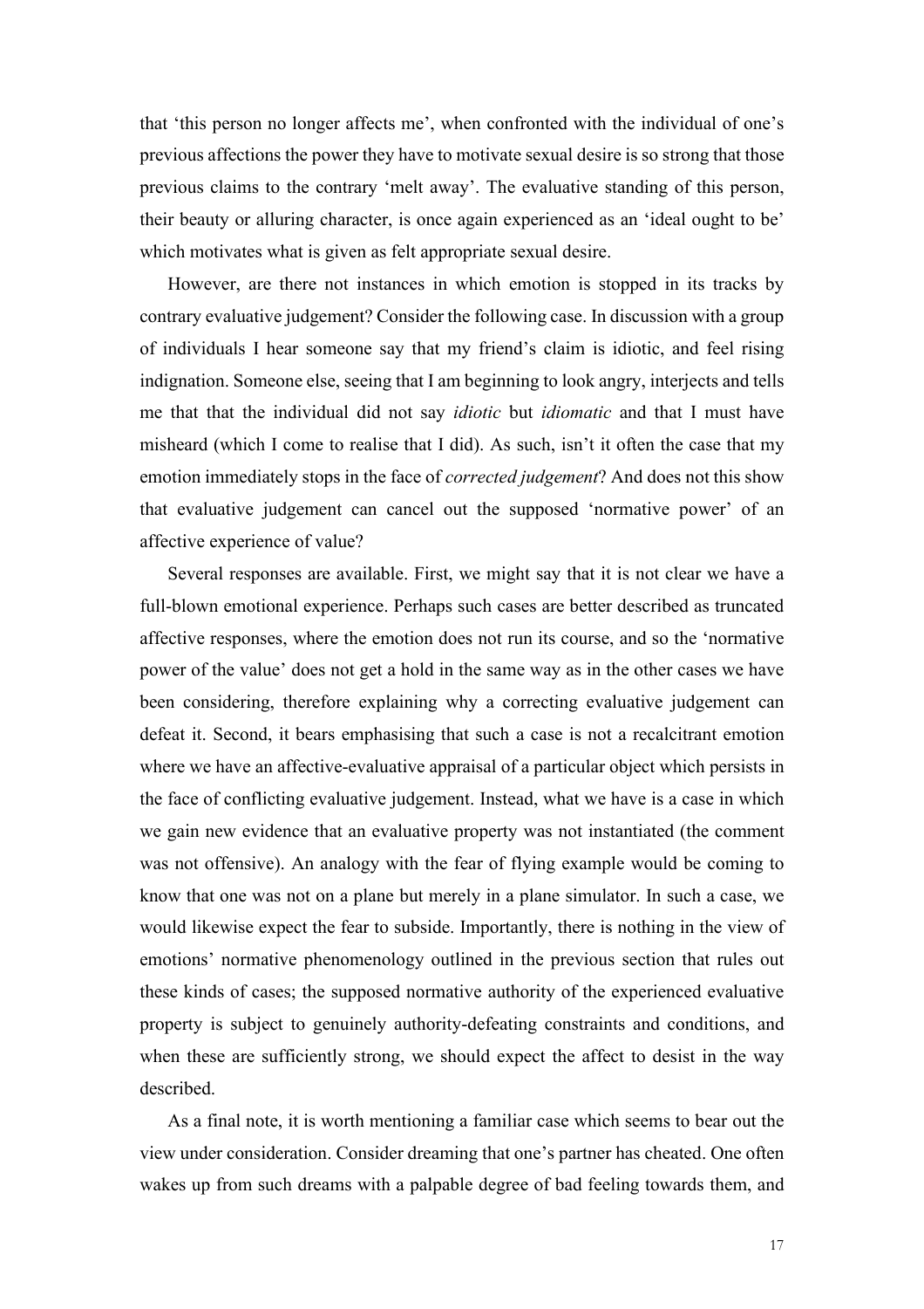that 'this person no longer affects me', when confronted with the individual of one's previous affections the power they have to motivate sexual desire is so strong that those previous claims to the contrary 'melt away'. The evaluative standing of this person, their beauty or alluring character, is once again experienced as an 'ideal ought to be' which motivates what is given as felt appropriate sexual desire.

However, are there not instances in which emotion is stopped in its tracks by contrary evaluative judgement? Consider the following case. In discussion with a group of individuals I hear someone say that my friend's claim is idiotic, and feel rising indignation. Someone else, seeing that I am beginning to look angry, interjects and tells me that that the individual did not say *idiotic* but *idiomatic* and that I must have misheard (which I come to realise that I did). As such, isn't it often the case that my emotion immediately stops in the face of *corrected judgement*? And does not this show that evaluative judgement can cancel out the supposed 'normative power' of an affective experience of value?

Several responses are available. First, we might say that it is not clear we have a full-blown emotional experience. Perhaps such cases are better described as truncated affective responses, where the emotion does not run its course, and so the 'normative power of the value' does not get a hold in the same way as in the other cases we have been considering, therefore explaining why a correcting evaluative judgement can defeat it. Second, it bears emphasising that such a case is not a recalcitrant emotion where we have an affective-evaluative appraisal of a particular object which persists in the face of conflicting evaluative judgement. Instead, what we have is a case in which we gain new evidence that an evaluative property was not instantiated (the comment was not offensive). An analogy with the fear of flying example would be coming to know that one was not on a plane but merely in a plane simulator. In such a case, we would likewise expect the fear to subside. Importantly, there is nothing in the view of emotions' normative phenomenology outlined in the previous section that rules out these kinds of cases; the supposed normative authority of the experienced evaluative property is subject to genuinely authority-defeating constraints and conditions, and when these are sufficiently strong, we should expect the affect to desist in the way described.

As a final note, it is worth mentioning a familiar case which seems to bear out the view under consideration. Consider dreaming that one's partner has cheated. One often wakes up from such dreams with a palpable degree of bad feeling towards them, and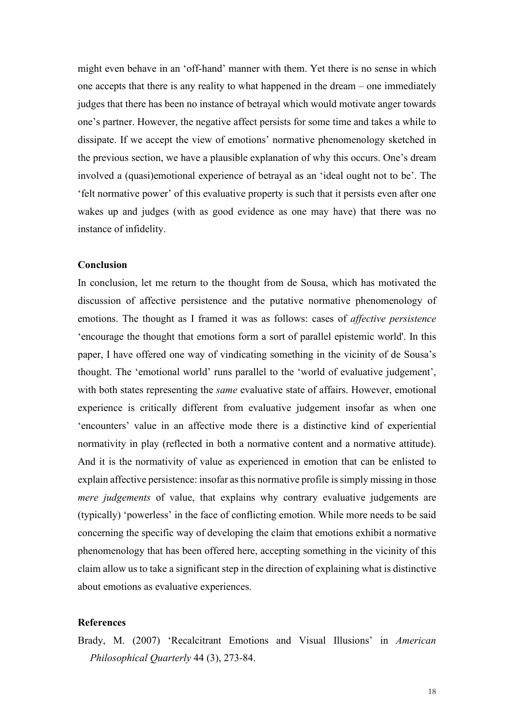might even behave in an 'off-hand' manner with them. Yet there is no sense in which one accepts that there is any reality to what happened in the dream – one immediately judges that there has been no instance of betrayal which would motivate anger towards one's partner. However, the negative affect persists for some time and takes a while to dissipate. If we accept the view of emotions' normative phenomenology sketched in the previous section, we have a plausible explanation of why this occurs. One's dream involved a (quasi)emotional experience of betrayal as an 'ideal ought not to be'. The 'felt normative power' of this evaluative property is such that it persists even after one wakes up and judges (with as good evidence as one may have) that there was no instance of infidelity.

## Conclusion

In conclusion, let me return to the thought from de Sousa, which has motivated the discussion of affective persistence and the putative normative phenomenology of emotions. The thought as I framed it was as follows: cases of *affective persistence* 'encourage the thought that emotions form a sort of parallel epistemic world'. In this paper, I have offered one way of vindicating something in the vicinity of de Sousa's thought. The 'emotional world' runs parallel to the 'world of evaluative judgement', with both states representing the *same* evaluative state of affairs. However, emotional experience is critically different from evaluative judgement insofar as when one 'encounters' value in an affective mode there is a distinctive kind of experiential normativity in play (reflected in both a normative content and a normative attitude). And it is the normativity of value as experienced in emotion that can be enlisted to explain affective persistence: insofar as this normative profile is simply missing in those *mere judgements* of value, that explains why contrary evaluative judgements are (typically) 'powerless' in the face of conflicting emotion. While more needs to be said concerning the specific way of developing the claim that emotions exhibit a normative phenomenology that has been offered here, accepting something in the vicinity of this claim allow us to take a significant step in the direction of explaining what is distinctive about emotions as evaluative experiences.

## References

Brady, M. (2007) 'Recalcitrant Emotions and Visual Illusions' in *American Philosophical Quarterly* 44 (3), 273-84.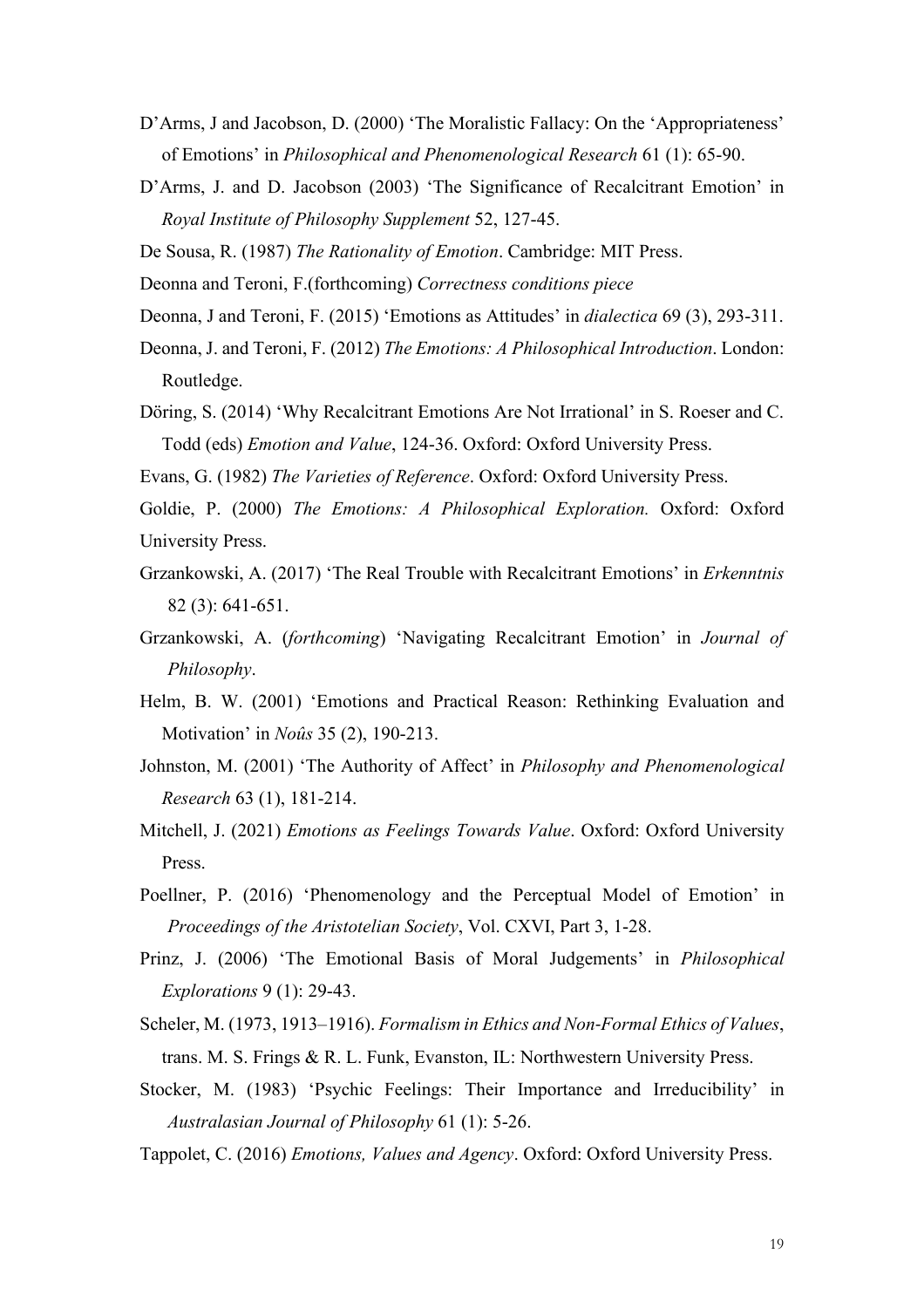D'Arms, J and Jacobson, D. (2000) 'The Moralistic Fallacy: On the 'Appropriateness' of Emotions' in *Philosophical and Phenomenological Research* 61 (1): 65-90.

D'Arms, J. and D. Jacobson (2003) 'The Significance of Recalcitrant Emotion' in *Royal Institute of Philosophy Supplement* 52, 127-45.

De Sousa, R. (1987) *The Rationality of Emotion*. Cambridge: MIT Press.

Deonna and Teroni, F.(forthcoming) *Correctness conditions piece*

Deonna, J and Teroni, F. (2015) 'Emotions as Attitudes' in *dialectica* 69 (3), 293-311.

Deonna, J. and Teroni, F. (2012) *The Emotions: A Philosophical Introduction*. London: Routledge.

Döring, S. (2014) 'Why Recalcitrant Emotions Are Not Irrational' in S. Roeser and C. Todd (eds) *Emotion and Value*, 124-36. Oxford: Oxford University Press.

Evans, G. (1982) *The Varieties of Reference*. Oxford: Oxford University Press.

Goldie, P. (2000) *The Emotions: A Philosophical Exploration.* Oxford: Oxford University Press.

Grzankowski, A. (2017) 'The Real Trouble with Recalcitrant Emotions' in *Erkenntnis* 82 (3): 641-651.

Grzankowski, A. (*forthcoming*) 'Navigating Recalcitrant Emotion' in *Journal of Philosophy*.

Helm, B. W. (2001) 'Emotions and Practical Reason: Rethinking Evaluation and Motivation' in *Noûs* 35 (2), 190-213.

Johnston, M. (2001) 'The Authority of Affect' in *Philosophy and Phenomenological Research* 63 (1), 181-214.

Mitchell, J. (2021) *Emotions as Feelings Towards Value*. Oxford: Oxford University Press.

Poellner, P. (2016) 'Phenomenology and the Perceptual Model of Emotion' in *Proceedings of the Aristotelian Society*, Vol. CXVI, Part 3, 1-28.

Prinz, J. (2006) 'The Emotional Basis of Moral Judgements' in *Philosophical Explorations* 9 (1): 29-43.

Scheler, M. (1973, 1913–1916). *Formalism in Ethics and Non-Formal Ethics of Values*, trans. M. S. Frings & R. L. Funk, Evanston, IL: Northwestern University Press.

Stocker, M. (1983) 'Psychic Feelings: Their Importance and Irreducibility' in *Australasian Journal of Philosophy* 61 (1): 5-26.

Tappolet, C. (2016) *Emotions, Values and Agency*. Oxford: Oxford University Press.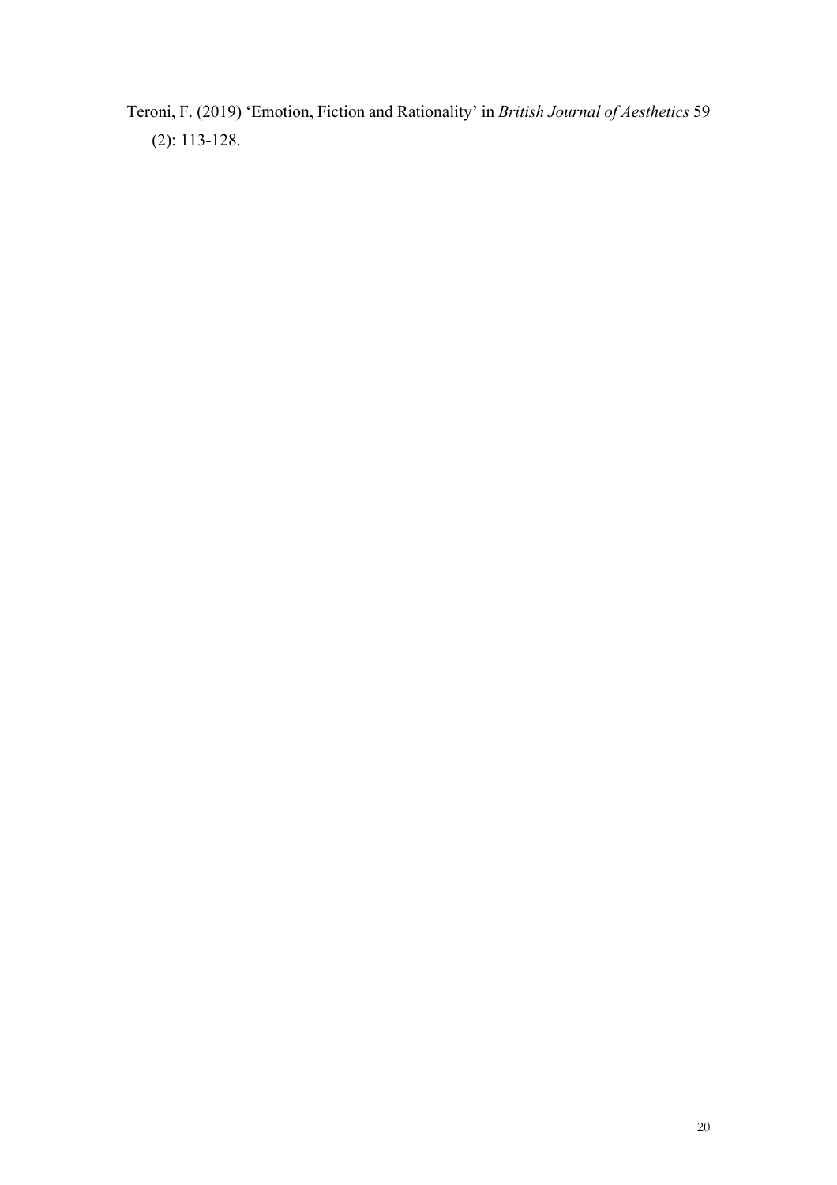Teroni, F. (2019) 'Emotion, Fiction and Rationality' in *British Journal of Aesthetics* 59 (2): 113-128.